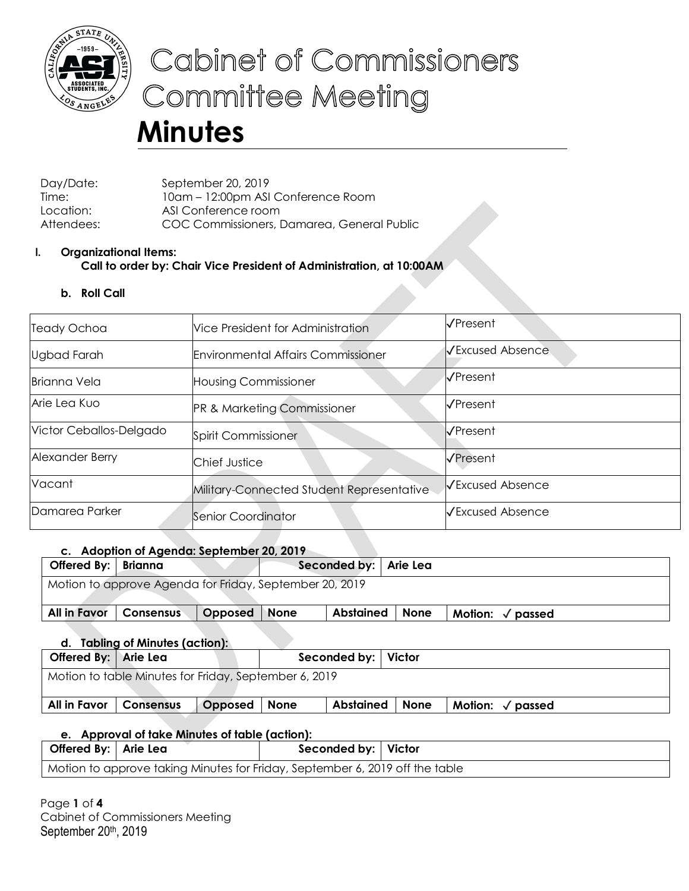# Cabinet of Commissioners Committee Meeting

# Minutes

Day/Date: September 20, 2019
Time: 10am – 12:00pm ASI Conference Room
Location: ASI Conference room
Attendees: COC Commissioners, Damarea, General Public

**I. Organizational Items:**
**Call to order by: Chair Vice President of Administration, at 10:00AM**

**b. Roll Call**

| | | |
|---|---|---|
| Teady Ochoa | Vice President for Administration | ✓Present |
| Ugbad Farah | Environmental Affairs Commissioner | ✓Excused Absence |
| Brianna Vela | Housing Commissioner | ✓Present |
| Arie Lea Kuo | PR & Marketing Commissioner | ✓Present |
| Victor Ceballos-Delgado | Spirit Commissioner | ✓Present |
| Alexander Berry | Chief Justice | ✓Present |
| Vacant | Military-Connected Student Representative | ✓Excused Absence |
| Damarea Parker | Senior Coordinator | ✓Excused Absence |

**c. Adoption of Agenda: September 20, 2019**

| **Offered By:** | **Brianna** | | **Seconded by:** | **Arie Lea** | | |
|---|---|---|---|---|---|---|
| Motion to approve Agenda for Friday, September 20, 2019 | | | | | | |
| **All in Favor** | **Consensus** | **Opposed** | **None** | **Abstained** | **None** | **Motion: ✓ passed** |

**d. Tabling of Minutes (action):**

| **Offered By:** | **Arie Lea** | | **Seconded by:** | **Victor** | | |
|---|---|---|---|---|---|---|
| Motion to table Minutes for Friday, September 6, 2019 | | | | | | |
| **All in Favor** | **Consensus** | **Opposed** | **None** | **Abstained** | **None** | **Motion: ✓ passed** |

**e. Approval of take Minutes of table (action):**

| **Offered By:** | **Arie Lea** | **Seconded by:** | **Victor** |
|---|---|---|---|
| Motion to approve taking Minutes for Friday, September 6, 2019 off the table | | | |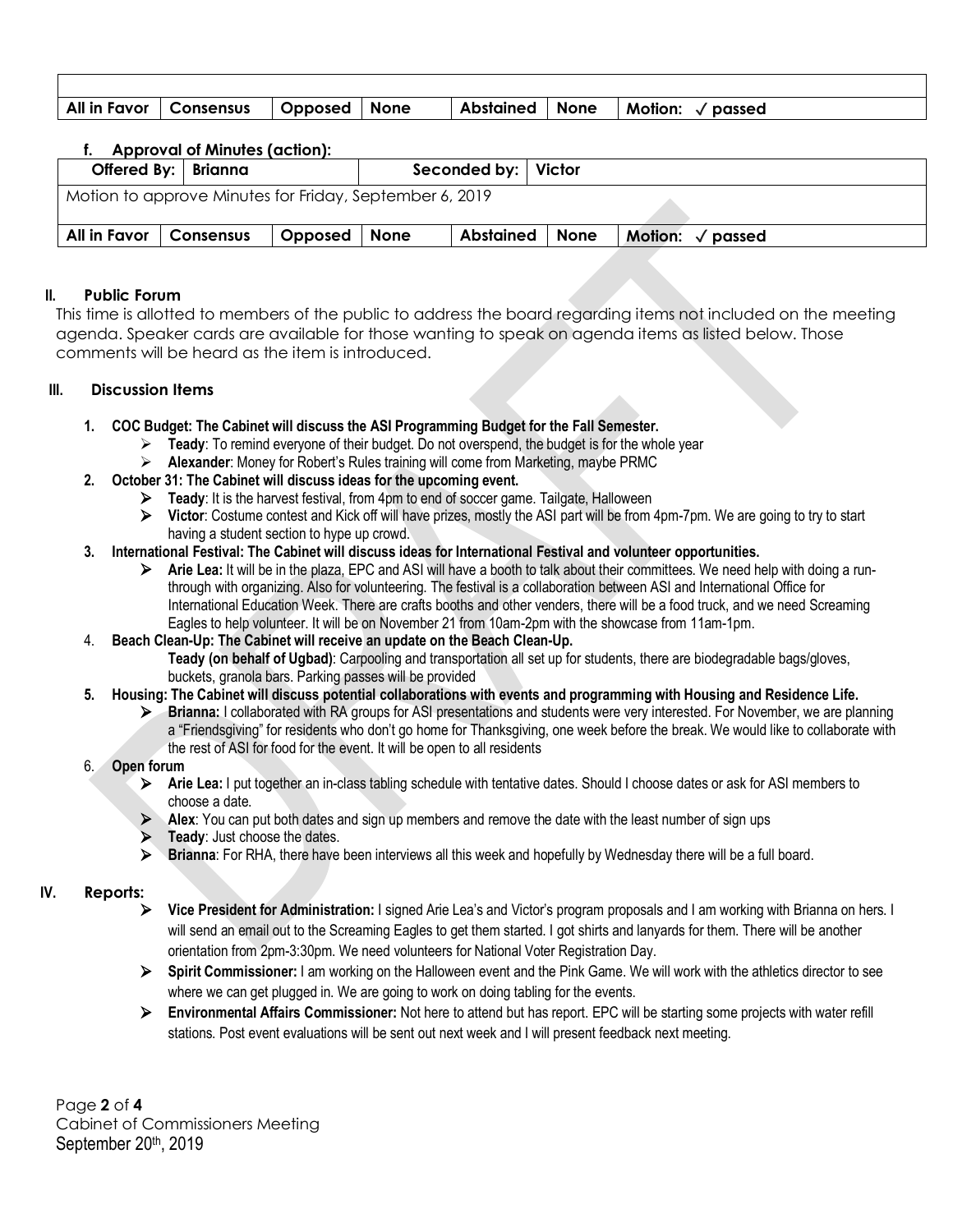| | | | | | | |
|---|---|---|---|---|---|---|
| **All in Favor** | **Consensus** | **Opposed** | **None** | **Abstained** | **None** | **Motion:** ✓ **passed** |

#### f. Approval of Minutes (action):

| **Offered By:** | **Brianna** | | **Seconded by:** | **Victor** | | |
|---|---|---|---|---|---|---|
| Motion to approve Minutes for Friday, September 6, 2019 | | | | | | |
| **All in Favor** | **Consensus** | **Opposed** | **None** | **Abstained** | **None** | **Motion:** ✓ **passed** |

### II. Public Forum

This time is allotted to members of the public to address the board regarding items not included on the meeting agenda. Speaker cards are available for those wanting to speak on agenda items as listed below. Those comments will be heard as the item is introduced.

### III. Discussion Items

1. **COC Budget: The Cabinet will discuss the ASI Programming Budget for the Fall Semester.**
   - **Teady**: To remind everyone of their budget. Do not overspend, the budget is for the whole year
   - **Alexander**: Money for Robert's Rules training will come from Marketing, maybe PRMC
2. **October 31: The Cabinet will discuss ideas for the upcoming event.**
   - **Teady**: It is the harvest festival, from 4pm to end of soccer game. Tailgate, Halloween
   - **Victor**: Costume contest and Kick off will have prizes, mostly the ASI part will be from 4pm-7pm. We are going to try to start having a student section to hype up crowd.
3. **International Festival: The Cabinet will discuss ideas for International Festival and volunteer opportunities.**
   - **Arie Lea:** It will be in the plaza, EPC and ASI will have a booth to talk about their committees. We need help with doing a run-through with organizing. Also for volunteering. The festival is a collaboration between ASI and International Office for International Education Week. There are crafts booths and other venders, there will be a food truck, and we need Screaming Eagles to help volunteer. It will be on November 21 from 10am-2pm with the showcase from 11am-1pm.
4. **Beach Clean-Up: The Cabinet will receive an update on the Beach Clean-Up.**
   **Teady (on behalf of Ugbad)**: Carpooling and transportation all set up for students, there are biodegradable bags/gloves, buckets, granola bars. Parking passes will be provided
5. **Housing: The Cabinet will discuss potential collaborations with events and programming with Housing and Residence Life.**
   - **Brianna:** I collaborated with RA groups for ASI presentations and students were very interested. For November, we are planning a "Friendsgiving" for residents who don't go home for Thanksgiving, one week before the break. We would like to collaborate with the rest of ASI for food for the event. It will be open to all residents
6. **Open forum**
   - **Arie Lea:** I put together an in-class tabling schedule with tentative dates. Should I choose dates or ask for ASI members to choose a date.
   - **Alex**: You can put both dates and sign up members and remove the date with the least number of sign ups
   - **Teady**: Just choose the dates.
   - **Brianna**: For RHA, there have been interviews all this week and hopefully by Wednesday there will be a full board.

### IV. Reports:

- **Vice President for Administration:** I signed Arie Lea's and Victor's program proposals and I am working with Brianna on hers. I will send an email out to the Screaming Eagles to get them started. I got shirts and lanyards for them. There will be another orientation from 2pm-3:30pm. We need volunteers for National Voter Registration Day.
- **Spirit Commissioner:** I am working on the Halloween event and the Pink Game. We will work with the athletics director to see where we can get plugged in. We are going to work on doing tabling for the events.
- **Environmental Affairs Commissioner:** Not here to attend but has report. EPC will be starting some projects with water refill stations. Post event evaluations will be sent out next week and I will present feedback next meeting.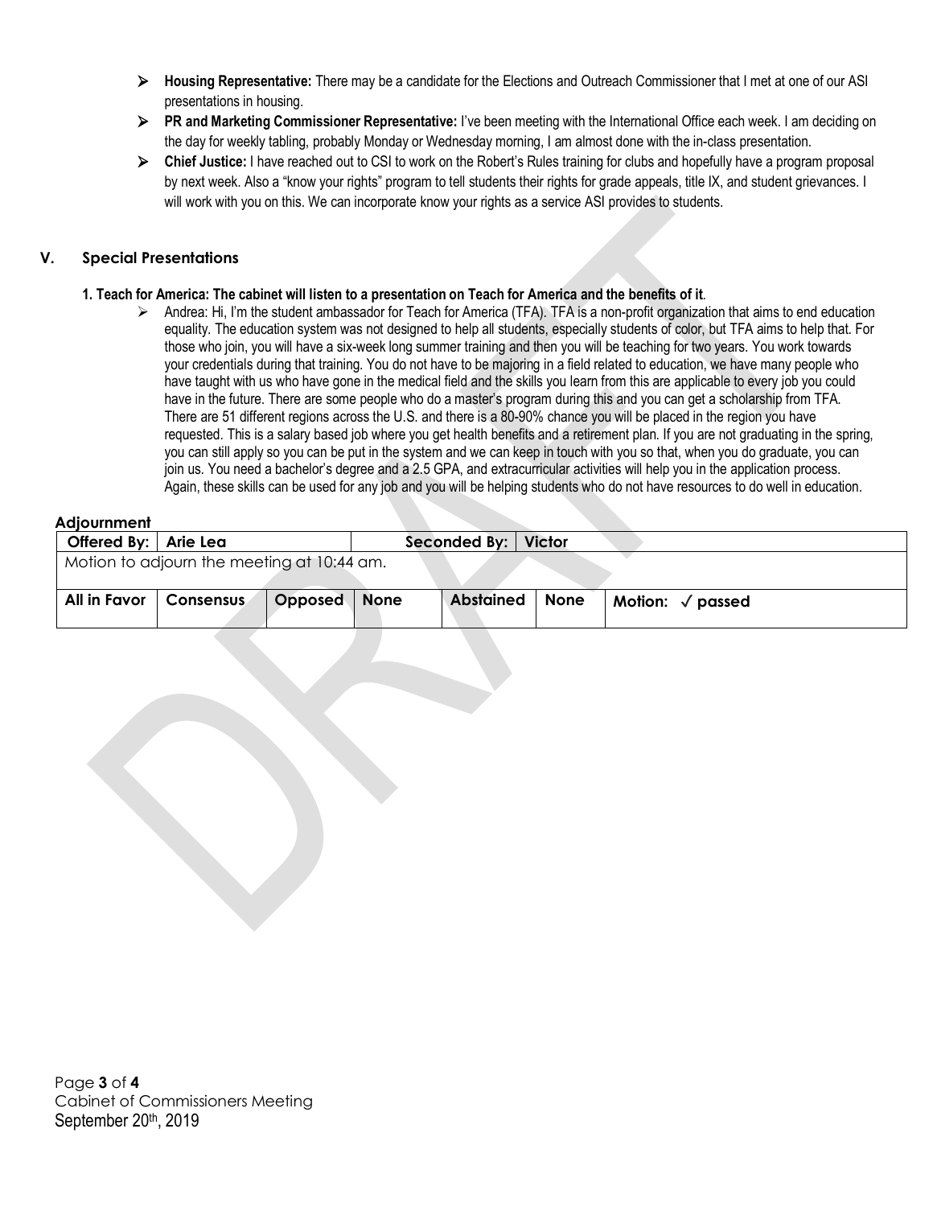- **Housing Representative:** There may be a candidate for the Elections and Outreach Commissioner that I met at one of our ASI presentations in housing.
- **PR and Marketing Commissioner Representative:** I've been meeting with the International Office each week. I am deciding on the day for weekly tabling, probably Monday or Wednesday morning, I am almost done with the in-class presentation.
- **Chief Justice:** I have reached out to CSI to work on the Robert's Rules training for clubs and hopefully have a program proposal by next week. Also a "know your rights" program to tell students their rights for grade appeals, title IX, and student grievances. I will work with you on this. We can incorporate know your rights as a service ASI provides to students.

## V. Special Presentations

**1. Teach for America: The cabinet will listen to a presentation on Teach for America and the benefits of it**.

- Andrea: Hi, I'm the student ambassador for Teach for America (TFA). TFA is a non-profit organization that aims to end education equality. The education system was not designed to help all students, especially students of color, but TFA aims to help that. For those who join, you will have a six-week long summer training and then you will be teaching for two years. You work towards your credentials during that training. You do not have to be majoring in a field related to education, we have many people who have taught with us who have gone in the medical field and the skills you learn from this are applicable to every job you could have in the future. There are some people who do a master's program during this and you can get a scholarship from TFA. There are 51 different regions across the U.S. and there is a 80-90% chance you will be placed in the region you have requested. This is a salary based job where you get health benefits and a retirement plan. If you are not graduating in the spring, you can still apply so you can be put in the system and we can keep in touch with you so that, when you do graduate, you can join us. You need a bachelor's degree and a 2.5 GPA, and extracurricular activities will help you in the application process. Again, these skills can be used for any job and you will be helping students who do not have resources to do well in education.

**Adjournment**

| **Offered By:** | **Arie Lea** | | | **Seconded By:** | **Victor** | |
|---|---|---|---|---|---|---|
| Motion to adjourn the meeting at 10:44 am. | | | | | | |
| **All in Favor** | **Consensus** | **Opposed** | **None** | **Abstained** | **None** | **Motion: ✓ passed** |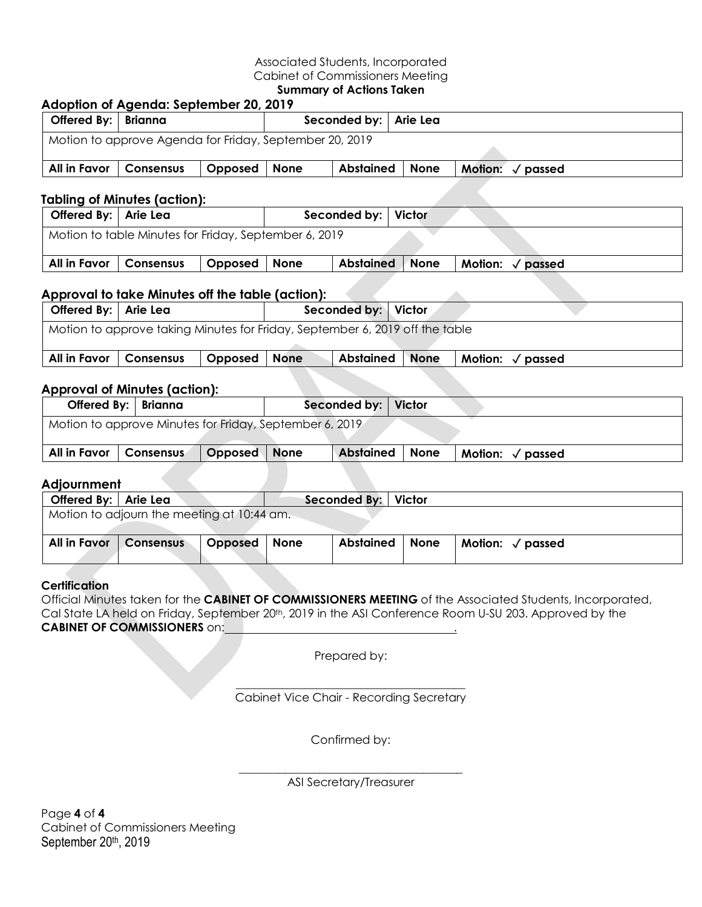Associated Students, Incorporated
Cabinet of Commissioners Meeting
**Summary of Actions Taken**

### Adoption of Agenda: September 20, 2019

| | | | | | | |
|---|---|---|---|---|---|---|
| **Offered By:** | **Brianna** | | | **Seconded by:** | **Arie Lea** | |
| Motion to approve Agenda for Friday, September 20, 2019 | | | | | | |
| **All in Favor** | **Consensus** | **Opposed** | **None** | **Abstained** | **None** | **Motion: ✓ passed** |

### Tabling of Minutes (action):

| | | | | | | |
|---|---|---|---|---|---|---|
| **Offered By:** | **Arie Lea** | | | **Seconded by:** | **Victor** | |
| Motion to table Minutes for Friday, September 6, 2019 | | | | | | |
| **All in Favor** | **Consensus** | **Opposed** | **None** | **Abstained** | **None** | **Motion: ✓ passed** |

### Approval to take Minutes off the table (action):

| | | | | | | |
|---|---|---|---|---|---|---|
| **Offered By:** | **Arie Lea** | | | **Seconded by:** | **Victor** | |
| Motion to approve taking Minutes for Friday, September 6, 2019 off the table | | | | | | |
| **All in Favor** | **Consensus** | **Opposed** | **None** | **Abstained** | **None** | **Motion: ✓ passed** |

### Approval of Minutes (action):

| | | | | | | |
|---|---|---|---|---|---|---|
| **Offered By:** | **Brianna** | | | **Seconded by:** | **Victor** | |
| Motion to approve Minutes for Friday, September 6, 2019 | | | | | | |
| **All in Favor** | **Consensus** | **Opposed** | **None** | **Abstained** | **None** | **Motion: ✓ passed** |

### Adjournment

| | | | | | | |
|---|---|---|---|---|---|---|
| **Offered By:** | **Arie Lea** | | | **Seconded By:** | **Victor** | |
| Motion to adjourn the meeting at 10:44 am. | | | | | | |
| **All in Favor** | **Consensus** | **Opposed** | **None** | **Abstained** | **None** | **Motion: ✓ passed** |

**Certification**

Official Minutes taken for the **CABINET OF COMMISSIONERS MEETING** of the Associated Students, Incorporated, Cal State LA held on Friday, September 20th, 2019 in the ASI Conference Room U-SU 203. Approved by the **CABINET OF COMMISSIONERS** on:\_\_\_\_\_\_\_\_\_\_\_\_\_\_\_\_\_\_\_\_\_\_\_\_\_\_\_\_\_\_\_\_\_\_\_\_\_\_\_.

Prepared by:

\_\_\_\_\_\_\_\_\_\_\_\_\_\_\_\_\_\_\_\_\_\_\_\_\_\_\_\_\_\_\_\_\_\_\_\_\_\_\_
Cabinet Vice Chair - Recording Secretary

Confirmed by:

\_\_\_\_\_\_\_\_\_\_\_\_\_\_\_\_\_\_\_\_\_\_\_\_\_\_\_\_\_\_\_\_\_\_\_\_\_\_\_
ASI Secretary/Treasurer

DRAFT